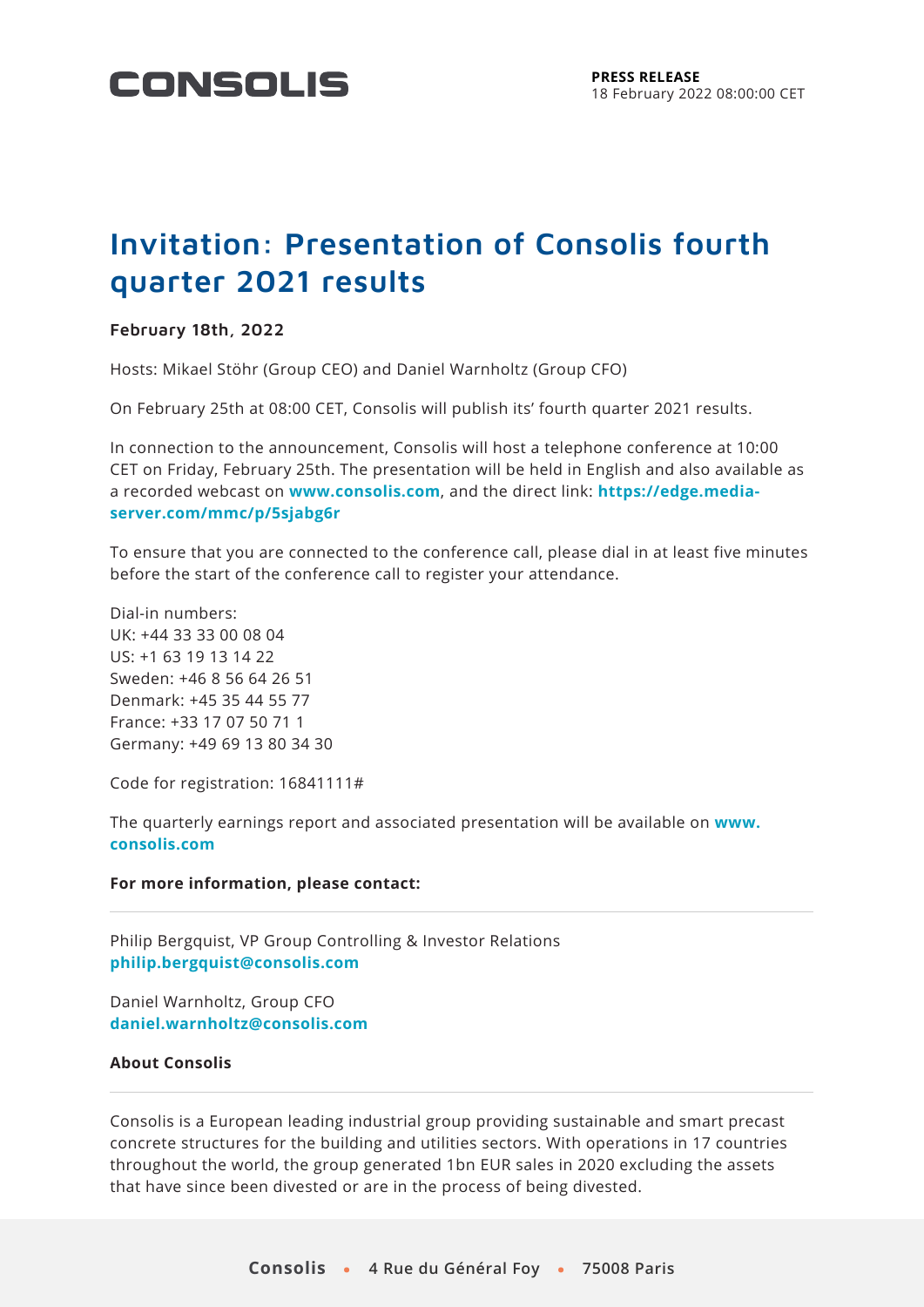CONSOLIS

**PRESS RELEASE**
18 February 2022 08:00:00 CET

# Invitation: Presentation of Consolis fourth quarter 2021 results

**February 18th, 2022**

Hosts: Mikael Stöhr (Group CEO) and Daniel Warnholtz (Group CFO)

On February 25th at 08:00 CET, Consolis will publish its' fourth quarter 2021 results.

In connection to the announcement, Consolis will host a telephone conference at 10:00 CET on Friday, February 25th. The presentation will be held in English and also available as a recorded webcast on **www.consolis.com**, and the direct link: **https://edge.media-server.com/mmc/p/5sjabg6r**

To ensure that you are connected to the conference call, please dial in at least five minutes before the start of the conference call to register your attendance.

Dial-in numbers:
UK: +44 33 33 00 08 04
US: +1 63 19 13 14 22
Sweden: +46 8 56 64 26 51
Denmark: +45 35 44 55 77
France: +33 17 07 50 71 1
Germany: +49 69 13 80 34 30

Code for registration: 16841111#

The quarterly earnings report and associated presentation will be available on **www.consolis.com**

**For more information, please contact:**

Philip Bergquist, VP Group Controlling & Investor Relations
**philip.bergquist@consolis.com**

Daniel Warnholtz, Group CFO
**daniel.warnholtz@consolis.com**

**About Consolis**

Consolis is a European leading industrial group providing sustainable and smart precast concrete structures for the building and utilities sectors. With operations in 17 countries throughout the world, the group generated 1bn EUR sales in 2020 excluding the assets that have since been divested or are in the process of being divested.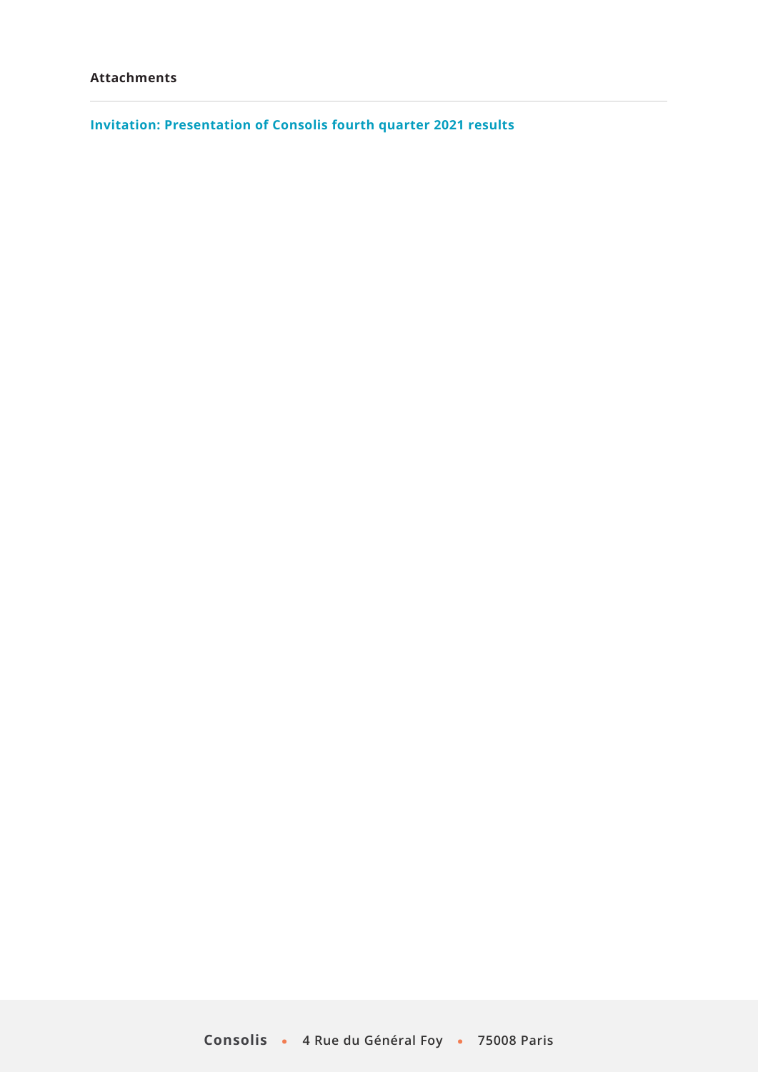**Attachments**

---

**Invitation: Presentation of Consolis fourth quarter 2021 results**

**Consolis • 4 Rue du Général Foy • 75008 Paris**